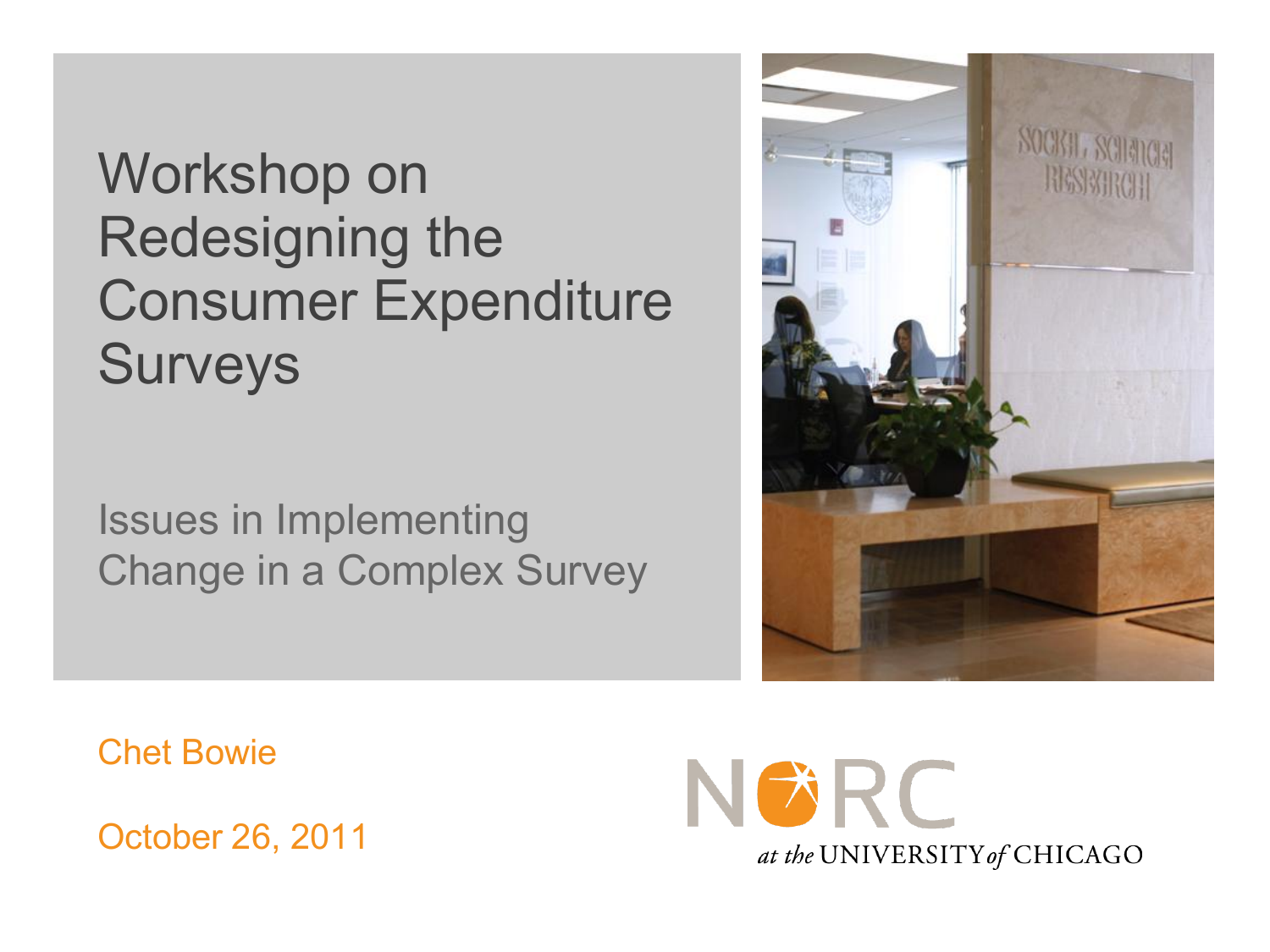# Workshop on Redesigning the Consumer Expenditure Surveys

## Issues in Implementing Change in a Complex Survey

Chet Bowie

October 26, 2011

NORC at the UNIVERSITY of CHICAGO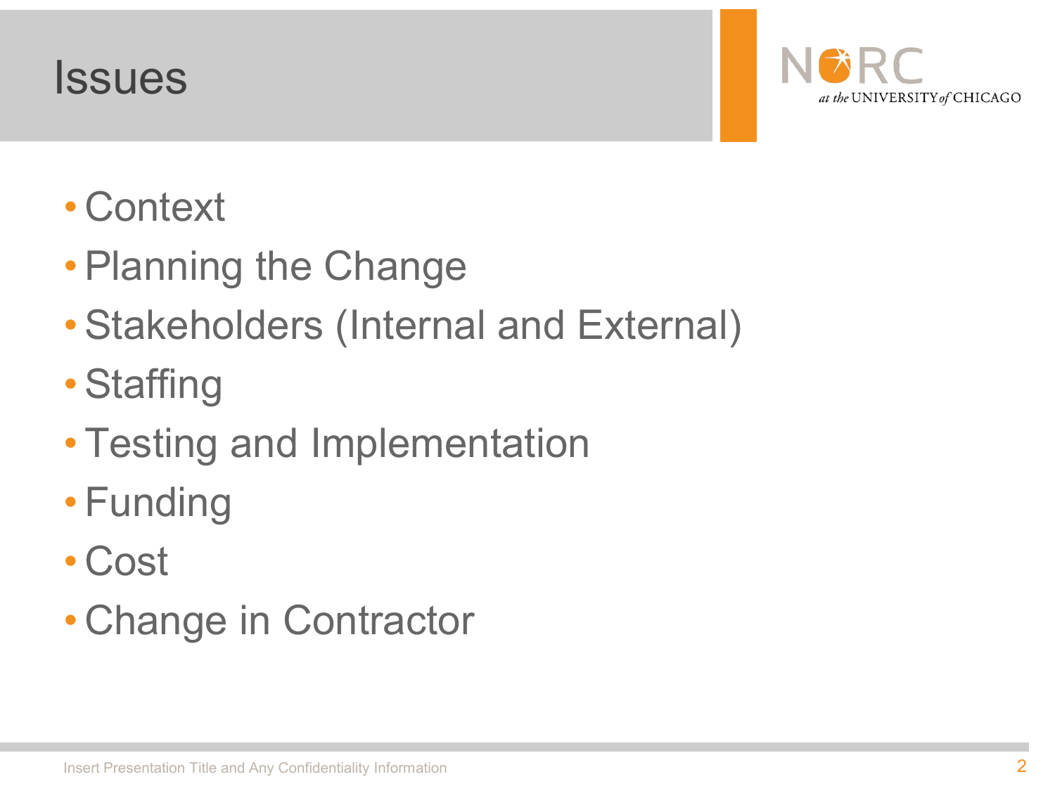# Issues

- Context
- Planning the Change
- Stakeholders (Internal and External)
- Staffing
- Testing and Implementation
- Funding
- Cost
- Change in Contractor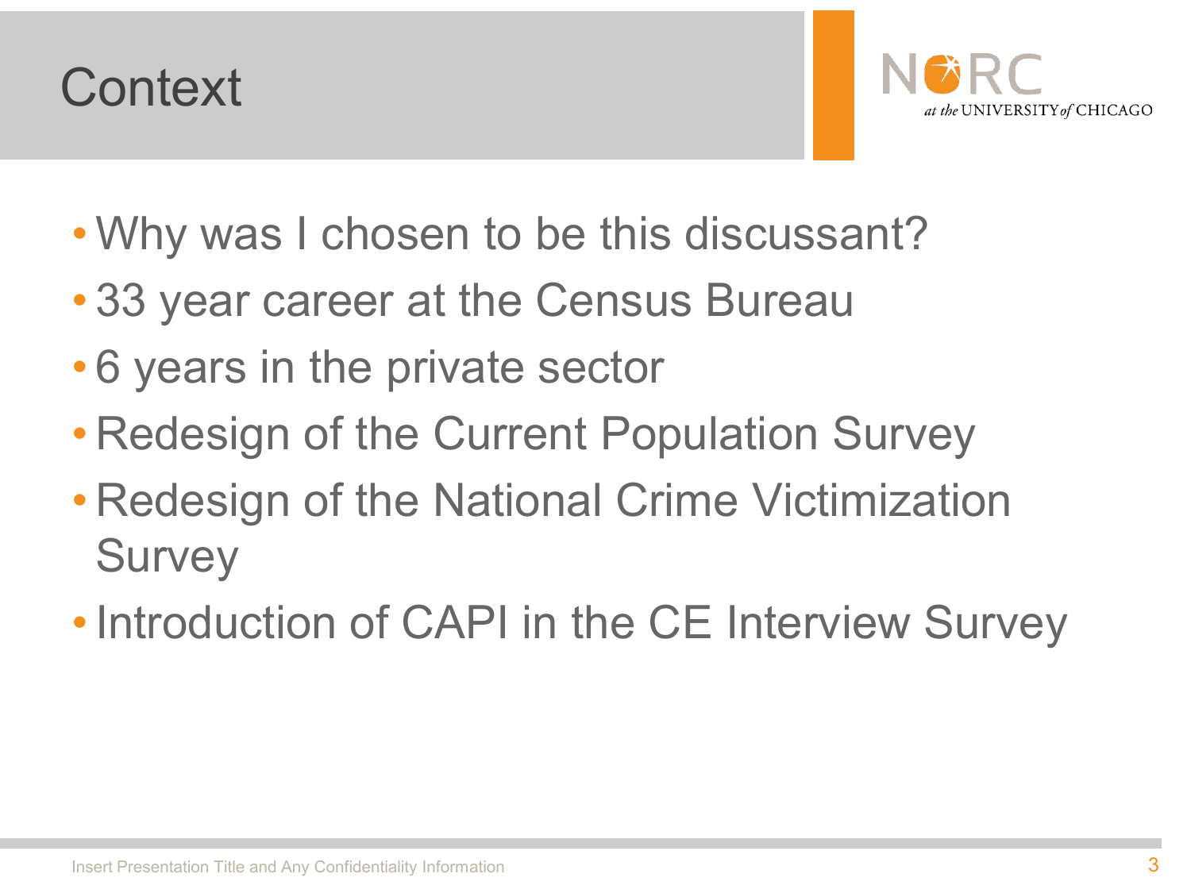# Context

- Why was I chosen to be this discussant?
- 33 year career at the Census Bureau
- 6 years in the private sector
- Redesign of the Current Population Survey
- Redesign of the National Crime Victimization Survey
- Introduction of CAPI in the CE Interview Survey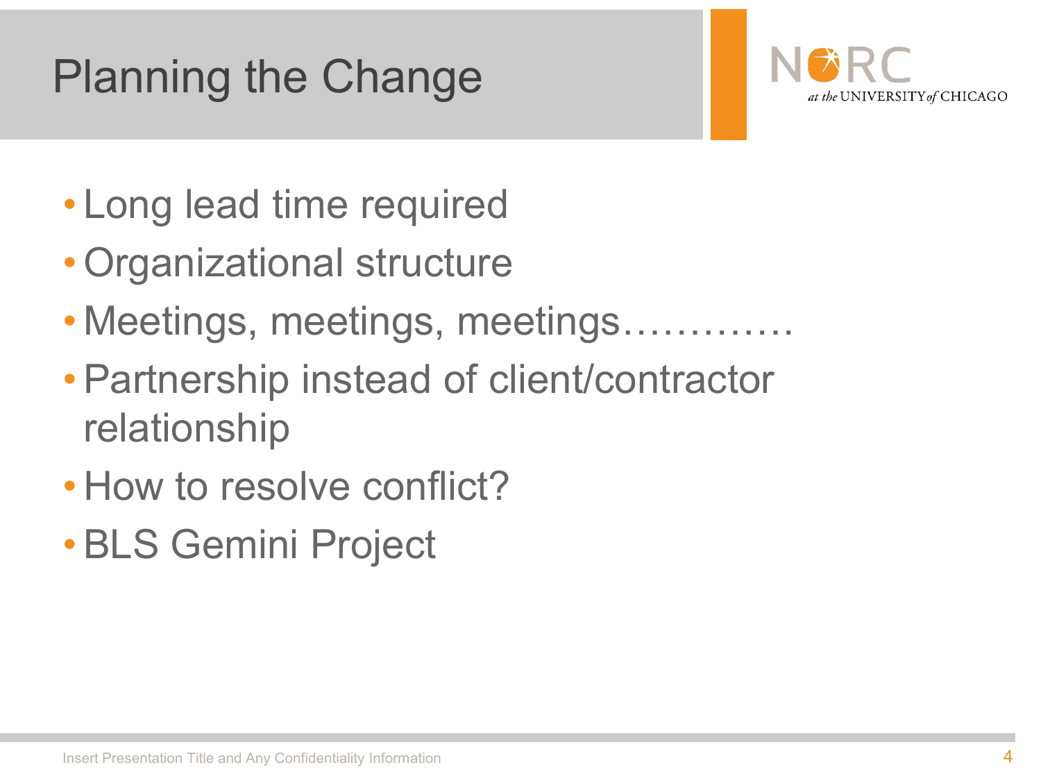# Planning the Change

- Long lead time required
- Organizational structure
- Meetings, meetings, meetings………….
- Partnership instead of client/contractor relationship
- How to resolve conflict?
- BLS Gemini Project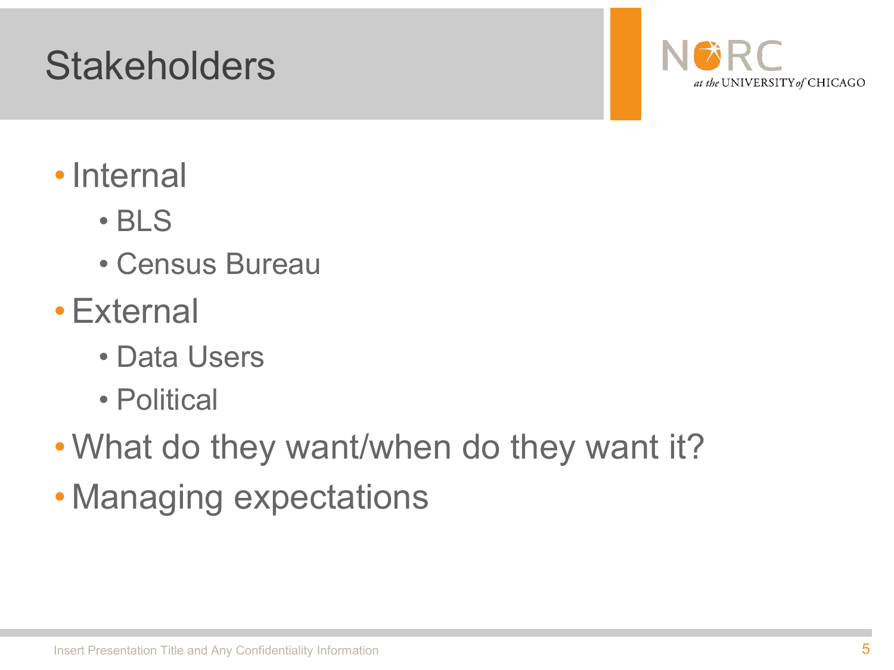# Stakeholders

- Internal
  - BLS
  - Census Bureau
- External
  - Data Users
  - Political
- What do they want/when do they want it?
- Managing expectations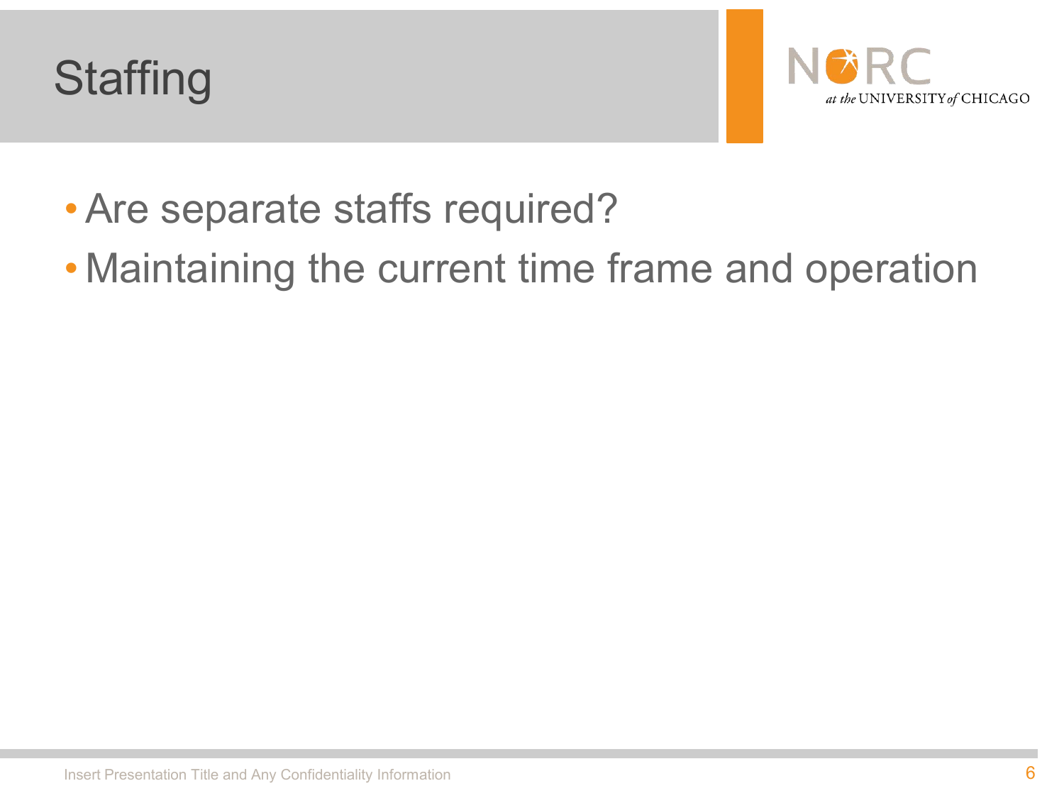# Staffing

- Are separate staffs required?
- Maintaining the current time frame and operation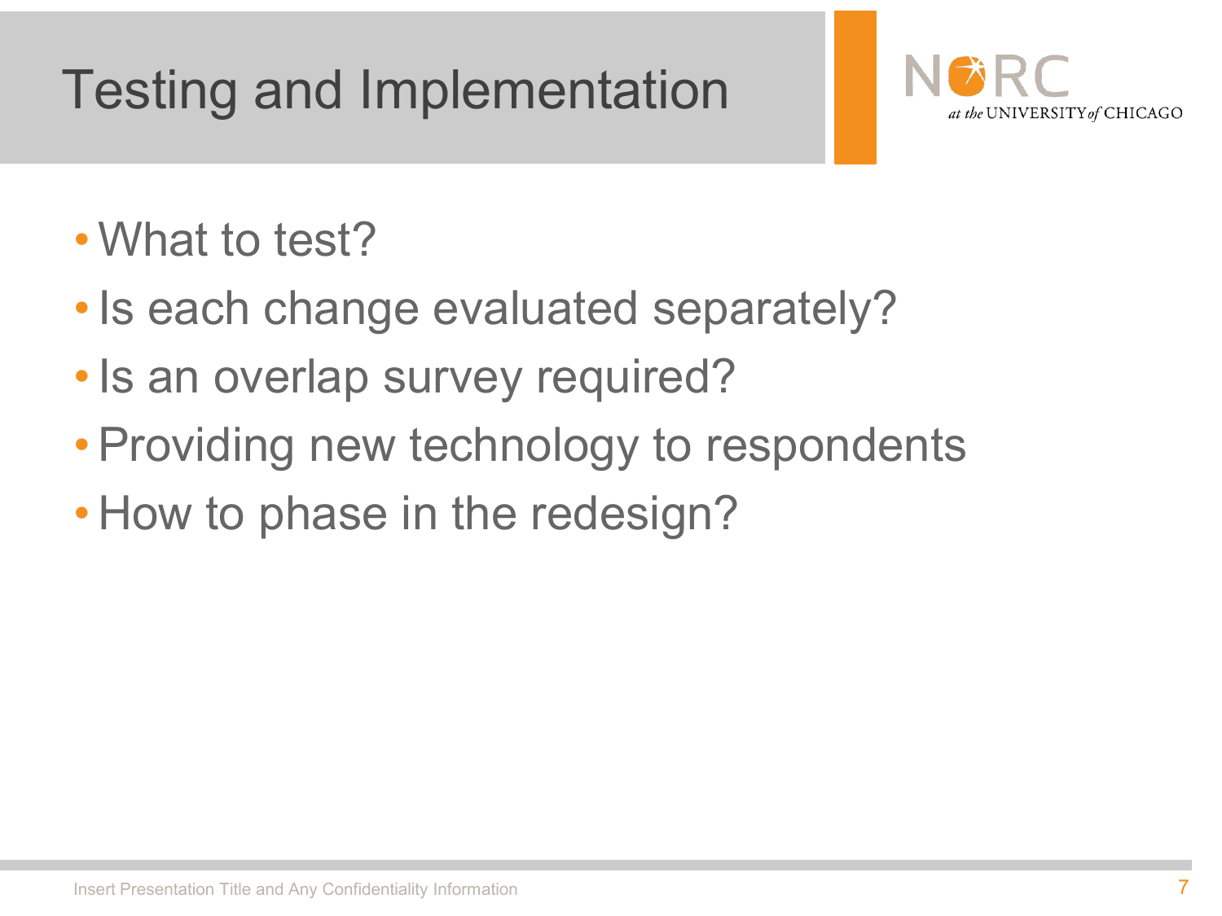# Testing and Implementation

- What to test?
- Is each change evaluated separately?
- Is an overlap survey required?
- Providing new technology to respondents
- How to phase in the redesign?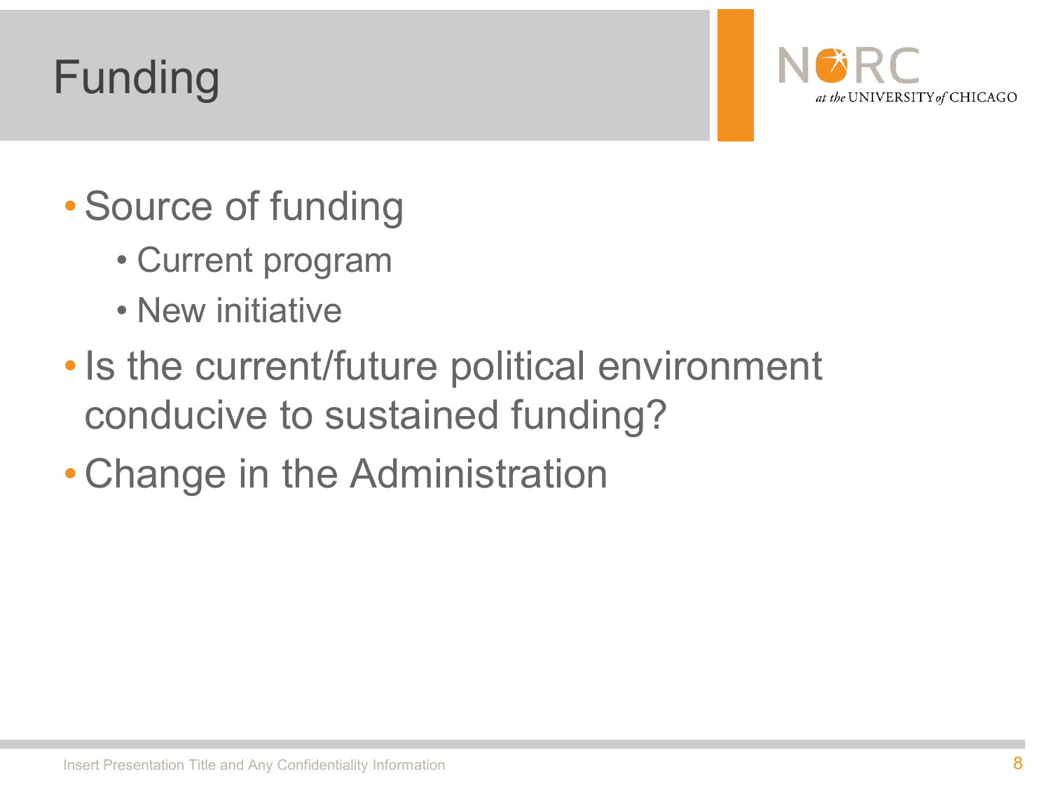# Funding

- Source of funding
  - Current program
  - New initiative
- Is the current/future political environment conducive to sustained funding?
- Change in the Administration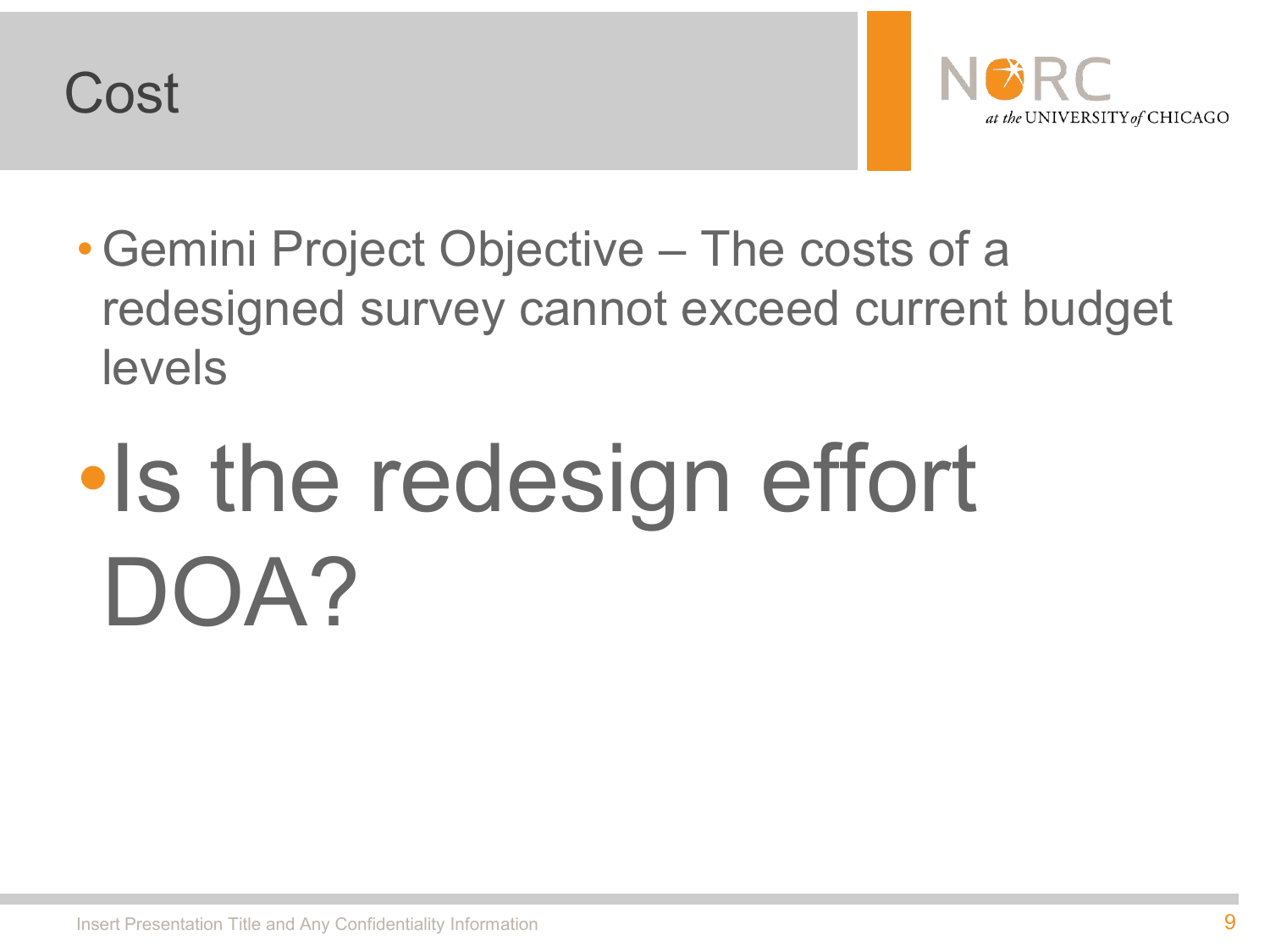# Cost

- Gemini Project Objective – The costs of a redesigned survey cannot exceed current budget levels

- Is the redesign effort DOA?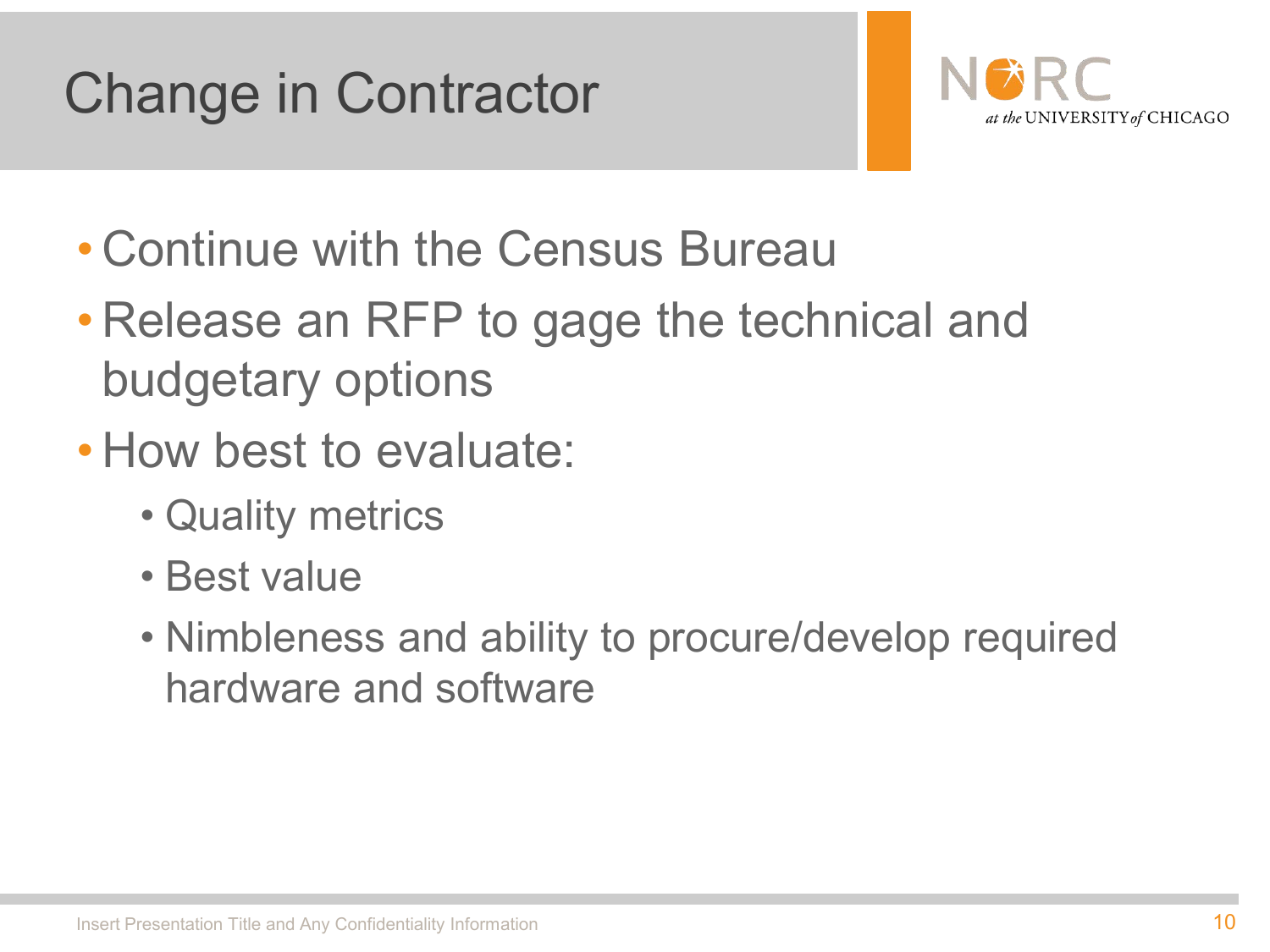# Change in Contractor

- Continue with the Census Bureau
- Release an RFP to gage the technical and budgetary options
- How best to evaluate:
  - Quality metrics
  - Best value
  - Nimbleness and ability to procure/develop required hardware and software